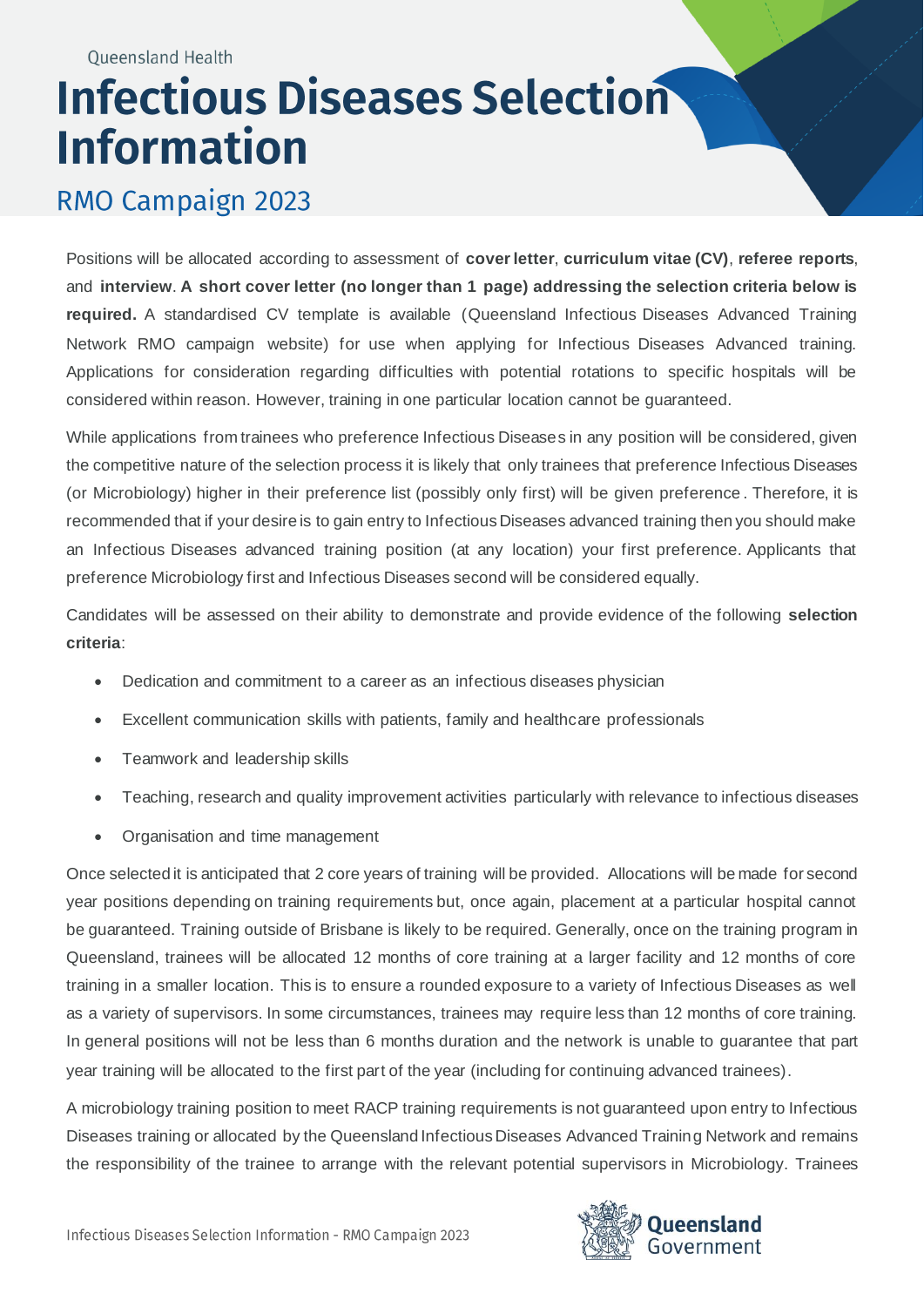Queensland Health

# Infectious Diseases Selection Information

## RMO Campaign 2023

Positions will be allocated according to assessment of **cover letter**, **curriculum vitae (CV)**, **referee reports**, and **interview**. **A short cover letter (no longer than 1 page) addressing the selection criteria below is required.** A standardised CV template is available (Queensland Infectious Diseases Advanced Training Network RMO campaign website) for use when applying for Infectious Diseases Advanced training. Applications for consideration regarding difficulties with potential rotations to specific hospitals will be considered within reason. However, training in one particular location cannot be guaranteed.

While applications from trainees who preference Infectious Diseases in any position will be considered, given the competitive nature of the selection process it is likely that only trainees that preference Infectious Diseases (or Microbiology) higher in their preference list (possibly only first) will be given preference. Therefore, it is recommended that if your desire is to gain entry to Infectious Diseases advanced training then you should make an Infectious Diseases advanced training position (at any location) your first preference. Applicants that preference Microbiology first and Infectious Diseases second will be considered equally.

Candidates will be assessed on their ability to demonstrate and provide evidence of the following **selection criteria**:

- Dedication and commitment to a career as an infectious diseases physician
- Excellent communication skills with patients, family and healthcare professionals
- Teamwork and leadership skills
- Teaching, research and quality improvement activities particularly with relevance to infectious diseases
- Organisation and time management

Once selected it is anticipated that 2 core years of training will be provided. Allocations will be made for second year positions depending on training requirements but, once again, placement at a particular hospital cannot be guaranteed. Training outside of Brisbane is likely to be required. Generally, once on the training program in Queensland, trainees will be allocated 12 months of core training at a larger facility and 12 months of core training in a smaller location. This is to ensure a rounded exposure to a variety of Infectious Diseases as well as a variety of supervisors. In some circumstances, trainees may require less than 12 months of core training. In general positions will not be less than 6 months duration and the network is unable to guarantee that part year training will be allocated to the first part of the year (including for continuing advanced trainees).

A microbiology training position to meet RACP training requirements is not guaranteed upon entry to Infectious Diseases training or allocated by the Queensland Infectious Diseases Advanced Training Network and remains the responsibility of the trainee to arrange with the relevant potential supervisors in Microbiology. Trainees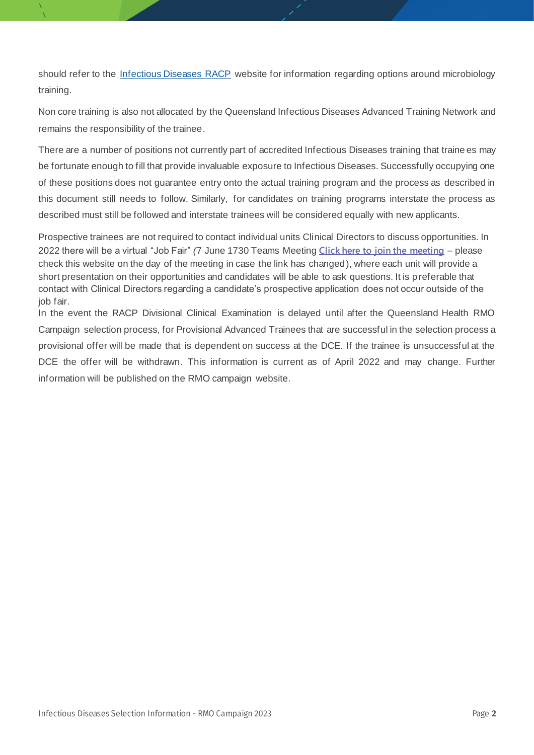should refer to the Infectious Diseases RACP website for information regarding options around microbiology training.

Non core training is also not allocated by the Queensland Infectious Diseases Advanced Training Network and remains the responsibility of the trainee.

There are a number of positions not currently part of accredited Infectious Diseases training that trainees may be fortunate enough to fill that provide invaluable exposure to Infectious Diseases. Successfully occupying one of these positions does not guarantee entry onto the actual training program and the process as described in this document still needs to follow. Similarly, for candidates on training programs interstate the process as described must still be followed and interstate trainees will be considered equally with new applicants.

Prospective trainees are not required to contact individual units Clinical Directors to discuss opportunities. In 2022 there will be a virtual "Job Fair" (7 June 1730 Teams Meeting Click here to join the meeting – please check this website on the day of the meeting in case the link has changed), where each unit will provide a short presentation on their opportunities and candidates will be able to ask questions. It is preferable that contact with Clinical Directors regarding a candidate's prospective application does not occur outside of the job fair.

In the event the RACP Divisional Clinical Examination is delayed until after the Queensland Health RMO Campaign selection process, for Provisional Advanced Trainees that are successful in the selection process a provisional offer will be made that is dependent on success at the DCE. If the trainee is unsuccessful at the DCE the offer will be withdrawn. This information is current as of April 2022 and may change. Further information will be published on the RMO campaign website.